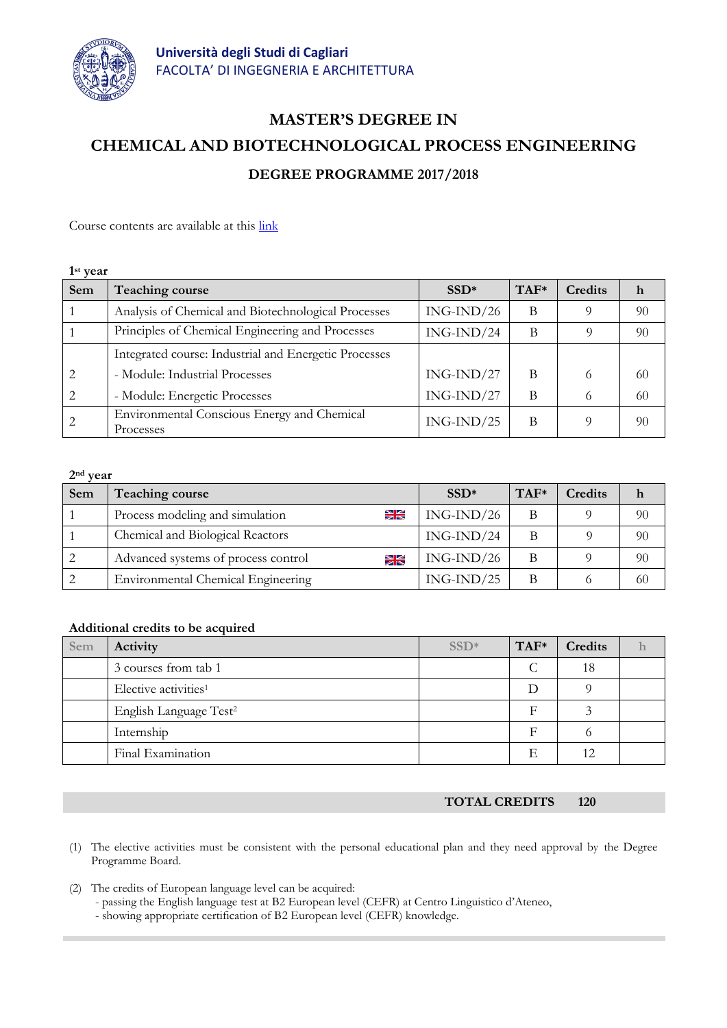**Università degli Studi di Cagliari**
FACOLTA' DI INGEGNERIA E ARCHITETTURA

# MASTER'S DEGREE IN
# CHEMICAL AND BIOTECHNOLOGICAL PROCESS ENGINEERING
## DEGREE PROGRAMME 2017/2018

Course contents are available at this link

**1st year**

| Sem | Teaching course | SSD* | TAF* | Credits | h |
|---|---|---|---|---|---|
| 1 | Analysis of Chemical and Biotechnological Processes | ING-IND/26 | B | 9 | 90 |
| 1 | Principles of Chemical Engineering and Processes | ING-IND/24 | B | 9 | 90 |
| | Integrated course: Industrial and Energetic Processes | | | | |
| 2 | - Module: Industrial Processes | ING-IND/27 | B | 6 | 60 |
| 2 | - Module: Energetic Processes | ING-IND/27 | B | 6 | 60 |
| 2 | Environmental Conscious Energy and Chemical Processes | ING-IND/25 | B | 9 | 90 |

**2nd year**

| Sem | Teaching course | SSD* | TAF* | Credits | h |
|---|---|---|---|---|---|
| 1 | Process modeling and simulation | ING-IND/26 | B | 9 | 90 |
| 1 | Chemical and Biological Reactors | ING-IND/24 | B | 9 | 90 |
| 2 | Advanced systems of process control | ING-IND/26 | B | 9 | 90 |
| 2 | Environmental Chemical Engineering | ING-IND/25 | B | 6 | 60 |

**Additional credits to be acquired**

| Sem | Activity | SSD* | TAF* | Credits | h |
|---|---|---|---|---|---|
| | 3 courses from tab 1 | | C | 18 | |
| | Elective activities[1] | | D | 9 | |
| | English Language Test[2] | | F | 3 | |
| | Internship | | F | 6 | |
| | Final Examination | | E | 12 | |

**TOTAL CREDITS 120**

(1) The elective activities must be consistent with the personal educational plan and they need approval by the Degree Programme Board.

(2) The credits of European language level can be acquired:
- passing the English language test at B2 European level (CEFR) at Centro Linguistico d'Ateneo,
- showing appropriate certification of B2 European level (CEFR) knowledge.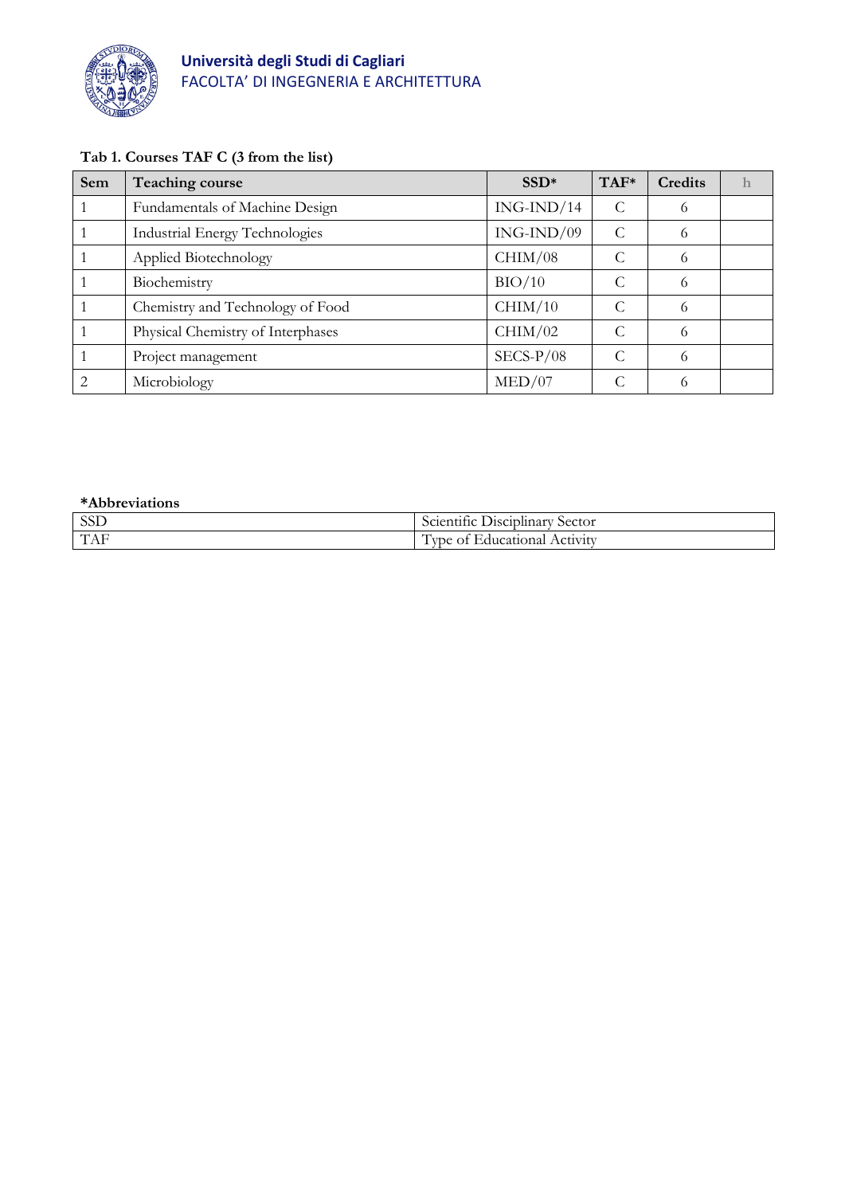**Università degli Studi di Cagliari**
FACOLTA' DI INGEGNERIA E ARCHITETTURA

**Tab 1. Courses TAF C (3 from the list)**

| Sem | Teaching course | SSD* | TAF* | Credits | h |
|---|---|---|---|---|---|
| 1 | Fundamentals of Machine Design | ING-IND/14 | C | 6 | |
| 1 | Industrial Energy Technologies | ING-IND/09 | C | 6 | |
| 1 | Applied Biotechnology | CHIM/08 | C | 6 | |
| 1 | Biochemistry | BIO/10 | C | 6 | |
| 1 | Chemistry and Technology of Food | CHIM/10 | C | 6 | |
| 1 | Physical Chemistry of Interphases | CHIM/02 | C | 6 | |
| 1 | Project management | SECS-P/08 | C | 6 | |
| 2 | Microbiology | MED/07 | C | 6 | |

**\*Abbreviations**

| | |
|---|---|
| SSD | Scientific Disciplinary Sector |
| TAF | Type of Educational Activity |